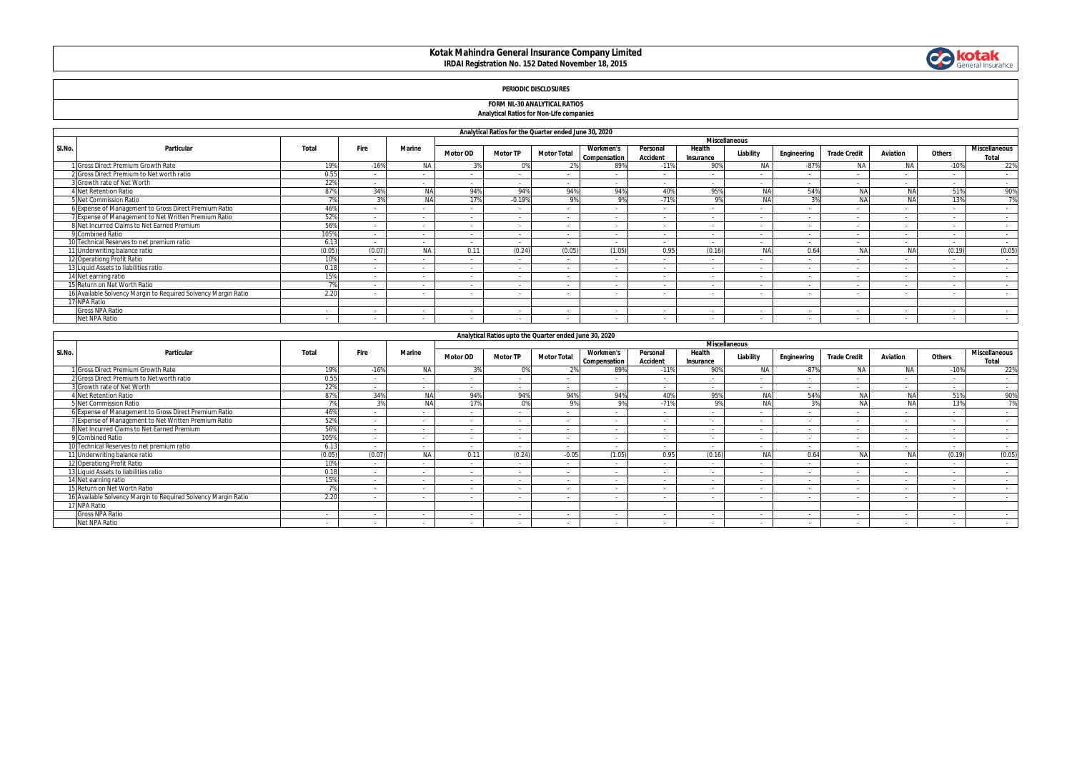# Kotak Mahindra General Insurance Company Limited

**IRDAI Registration No. 152 Dated November 18, 2015**

## PERIODIC DISCLOSURES

### FORM NL-30 ANALYTICAL RATIOS

**Analytical Ratios for Non-Life companies**

**Analytical Ratios for the Quarter ended June 30, 2020**

| Sl.No. | Particular | Total | Fire | Marine | Miscellaneous | | | | | | | | | | | |
|---|---|---|---|---|---|---|---|---|---|---|---|---|---|---|---|---|
| | | | | | Motor OD | Motor TP | Motor Total | Workmen's Compensation | Personal Accident | Health Insurance | Liability | Engineering | Trade Credit | Aviation | Others | Miscellaneous Total |
| 1 | Gross Direct Premium Growth Rate | 19% | -16% | NA | 3% | 0% | 2% | 89% | -11% | 90% | NA | -87% | NA | NA | -10% | 22% |
| 2 | Gross Direct Premium to Net worth ratio | 0.55 | - | - | - | - | - | - | - | - | - | - | - | - | - | - |
| 3 | Growth rate of Net Worth | 22% | - | - | - | - | - | - | - | - | - | - | - | - | - | - |
| 4 | Net Retention Ratio | 87% | 34% | NA | 94% | 94% | 94% | 94% | 40% | 95% | NA | 54% | NA | NA | 51% | 90% |
| 5 | Net Commission Ratio | 7% | 3% | NA | 17% | -0.19% | 9% | 9% | -71% | 9% | NA | 3% | NA | NA | 13% | 7% |
| 6 | Expense of Management to Gross Direct Premium Ratio | 46% | - | - | - | - | - | - | - | - | - | - | - | - | - | - |
| 7 | Expense of Management to Net Written Premium Ratio | 52% | - | - | - | - | - | - | - | - | - | - | - | - | - | - |
| 8 | Net Incurred Claims to Net Earned Premium | 56% | - | - | - | - | - | - | - | - | - | - | - | - | - | - |
| 9 | Combined Ratio | 105% | - | - | - | - | - | - | - | - | - | - | - | - | - | - |
| 10 | Technical Reserves to net premium ratio | 6.13 | - | - | - | - | - | - | - | - | - | - | - | - | - | - |
| 11 | Underwriting balance ratio | (0.05) | (0.07) | NA | 0.11 | (0.24) | (0.05) | (1.05) | 0.95 | (0.16) | NA | 0.64 | NA | NA | (0.19) | (0.05) |
| 12 | Operationg Profit Ratio | 10% | - | - | - | - | - | - | - | - | - | - | - | - | - | - |
| 13 | Liquid Assets to liabilities ratio | 0.18 | - | - | - | - | - | - | - | - | - | - | - | - | - | - |
| 14 | Net earning ratio | 15% | - | - | - | - | - | - | - | - | - | - | - | - | - | - |
| 15 | Return on Net Worth Ratio | 7% | - | - | - | - | - | - | - | - | - | - | - | - | - | - |
| 16 | Available Solvency Margin to Required Solvency Margin Ratio | 2.20 | - | - | - | - | - | - | - | - | - | - | - | - | - | - |
| 17 | NPA Ratio | | | | | | | | | | | | | | | |
| | Gross NPA Ratio | - | - | - | - | - | - | - | - | - | - | - | - | - | - | - |
| | Net NPA Ratio | - | - | - | - | - | - | - | - | - | - | - | - | - | - | - |

**Analytical Ratios upto the Quarter ended June 30, 2020**

| Sl.No. | Particular | Total | Fire | Marine | Miscellaneous | | | | | | | | | | | |
|---|---|---|---|---|---|---|---|---|---|---|---|---|---|---|---|---|
| | | | | | Motor OD | Motor TP | Motor Total | Workmen's Compensation | Personal Accident | Health Insurance | Liability | Engineering | Trade Credit | Aviation | Others | Miscellaneous Total |
| 1 | Gross Direct Premium Growth Rate | 19% | -16% | NA | 3% | 0% | 2% | 89% | -11% | 90% | NA | -87% | NA | NA | -10% | 22% |
| 2 | Gross Direct Premium to Net worth ratio | 0.55 | - | - | - | - | - | - | - | - | - | - | - | - | - | - |
| 3 | Growth rate of Net Worth | 22% | - | - | - | - | - | - | - | - | - | - | - | - | - | - |
| 4 | Net Retention Ratio | 87% | 34% | NA | 94% | 94% | 94% | 94% | 40% | 95% | NA | 54% | NA | NA | 51% | 90% |
| 5 | Net Commission Ratio | 7% | 3% | NA | 17% | 0% | 9% | 9% | -71% | 9% | NA | 3% | NA | NA | 13% | 7% |
| 6 | Expense of Management to Gross Direct Premium Ratio | 46% | - | - | - | - | - | - | - | - | - | - | - | - | - | - |
| 7 | Expense of Management to Net Written Premium Ratio | 52% | - | - | - | - | - | - | - | - | - | - | - | - | - | - |
| 8 | Net Incurred Claims to Net Earned Premium | 56% | - | - | - | - | - | - | - | - | - | - | - | - | - | - |
| 9 | Combined Ratio | 105% | - | - | - | - | - | - | - | - | - | - | - | - | - | - |
| 10 | Technical Reserves to net premium ratio | 6.13 | - | - | - | - | - | - | - | - | - | - | - | - | - | - |
| 11 | Underwriting balance ratio | (0.05) | (0.07) | NA | 0.11 | (0.24) | -0.05 | (1.05) | 0.95 | (0.16) | NA | 0.64 | NA | NA | (0.19) | (0.05) |
| 12 | Operationg Profit Ratio | 10% | - | - | - | - | - | - | - | - | - | - | - | - | - | - |
| 13 | Liquid Assets to liabilities ratio | 0.18 | - | - | - | - | - | - | - | - | - | - | - | - | - | - |
| 14 | Net earning ratio | 15% | - | - | - | - | - | - | - | - | - | - | - | - | - | - |
| 15 | Return on Net Worth Ratio | 7% | - | - | - | - | - | - | - | - | - | - | - | - | - | - |
| 16 | Available Solvency Margin to Required Solvency Margin Ratio | 2.20 | - | - | - | - | - | - | - | - | - | - | - | - | - | - |
| 17 | NPA Ratio | | | | | | | | | | | | | | | |
| | Gross NPA Ratio | - | - | - | - | - | - | - | - | - | - | - | - | - | - | - |
| | Net NPA Ratio | - | - | - | - | - | - | - | - | - | - | - | - | - | - | - |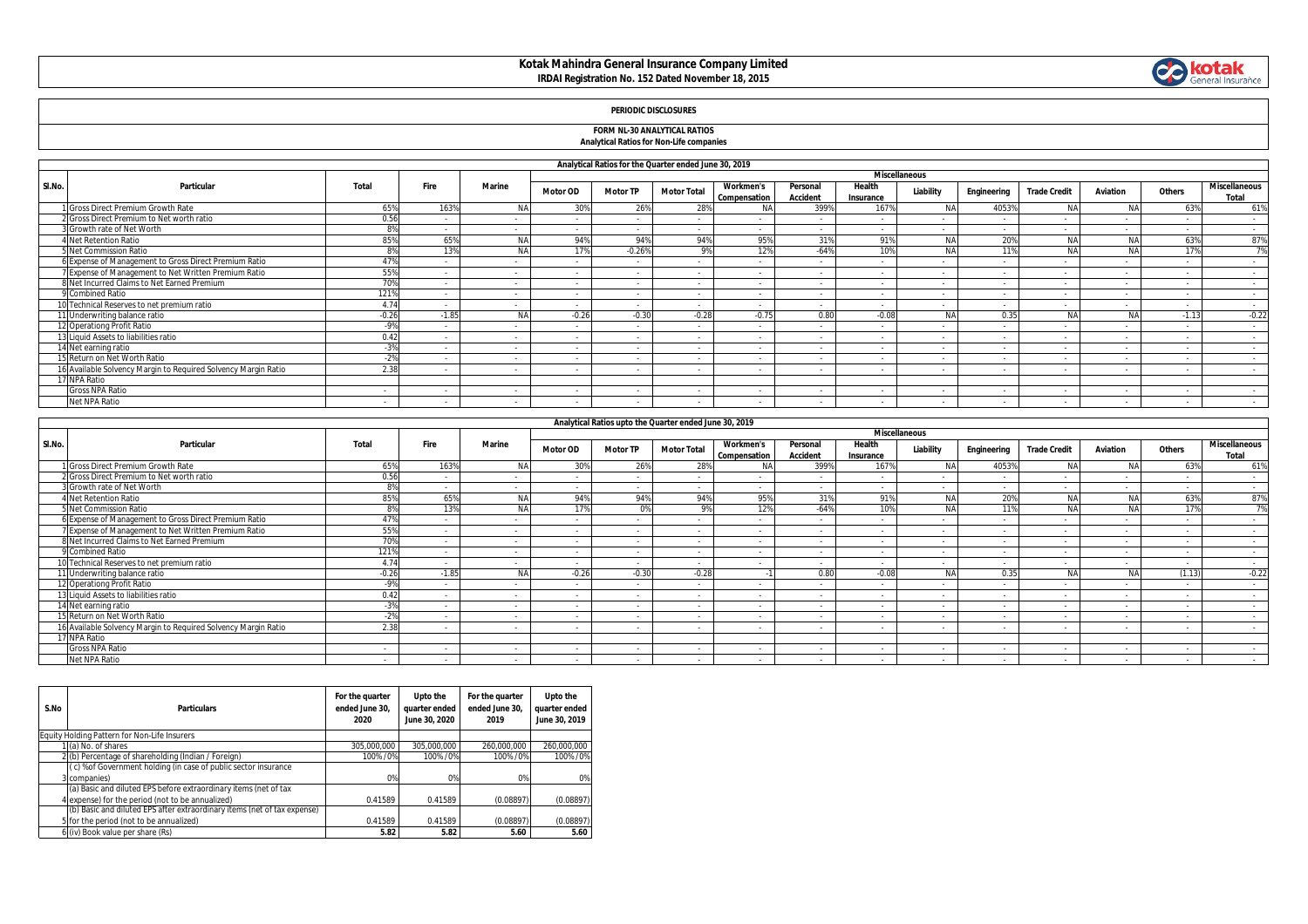# Kotak Mahindra General Insurance Company Limited

**IRDAI Registration No. 152 Dated November 18, 2015**

## PERIODIC DISCLOSURES

### FORM NL-30 ANALYTICAL RATIOS

**Analytical Ratios for Non-Life companies**

| Analytical Ratios for the Quarter ended June 30, 2019 | | | | | | | | | | | | | | | | | |
|---|---|---|---|---|---|---|---|---|---|---|---|---|---|---|---|---|---|
| Sl.No. | Particular | Total | Fire | Marine | Miscellaneous | | | | | | | | | | | | |
| | | | | | Motor OD | Motor TP | Motor Total | Workmen's Compensation | Personal Accident | Health Insurance | Liability | Engineering | Trade Credit | Aviation | Others | Miscellaneous Total |
| 1 | Gross Direct Premium Growth Rate | 65% | 163% | NA | 30% | 26% | 28% | NA | 399% | 167% | NA | 4053% | NA | NA | 63% | 61% |
| 2 | Gross Direct Premium to Net worth ratio | 0.56 | - | - | - | - | - | - | - | - | - | - | - | - | - | - |
| 3 | Growth rate of Net Worth | 8% | - | - | - | - | - | - | - | - | - | - | - | - | - | - |
| 4 | Net Retention Ratio | 85% | 65% | NA | 94% | 94% | 94% | 95% | 31% | 91% | NA | 20% | NA | NA | 63% | 87% |
| 5 | Net Commission Ratio | 8% | 13% | NA | 17% | -0.26% | 9% | 12% | -64% | 10% | NA | 11% | NA | NA | 17% | 7% |
| 6 | Expense of Management to Gross Direct Premium Ratio | 47% | - | - | - | - | - | - | - | - | - | - | - | - | - | - |
| 7 | Expense of Management to Net Written Premium Ratio | 55% | - | - | - | - | - | - | - | - | - | - | - | - | - | - |
| 8 | Net Incurred Claims to Net Earned Premium | 70% | - | - | - | - | - | - | - | - | - | - | - | - | - | - |
| 9 | Combined Ratio | 121% | - | - | - | - | - | - | - | - | - | - | - | - | - | - |
| 10 | Technical Reserves to net premium ratio | 4.74 | - | - | - | - | - | - | - | - | - | - | - | - | - | - |
| 11 | Underwriting balance ratio | -0.26 | -1.85 | NA | -0.26 | -0.30 | -0.28 | -0.75 | 0.80 | -0.08 | NA | 0.35 | NA | NA | -1.13 | -0.22 |
| 12 | Operationg Profit Ratio | -9% | - | - | - | - | - | - | - | - | - | - | - | - | - | - |
| 13 | Liquid Assets to liabilities ratio | 0.42 | - | - | - | - | - | - | - | - | - | - | - | - | - | - |
| 14 | Net earning ratio | -3% | - | - | - | - | - | - | - | - | - | - | - | - | - | - |
| 15 | Return on Net Worth Ratio | -2% | - | - | - | - | - | - | - | - | - | - | - | - | - | - |
| 16 | Available Solvency Margin to Required Solvency Margin Ratio | 2.38 | - | - | - | - | - | - | - | - | - | - | - | - | - | - |
| 17 | NPA Ratio | | | | | | | | | | | | | | | |
| | Gross NPA Ratio | - | - | - | - | - | - | - | - | - | - | - | - | - | - | - |
| | Net NPA Ratio | - | - | - | - | - | - | - | - | - | - | - | - | - | - | - |

| Analytical Ratios upto the Quarter ended June 30, 2019 | | | | | | | | | | | | | | | | | |
|---|---|---|---|---|---|---|---|---|---|---|---|---|---|---|---|---|---|
| Sl.No. | Particular | Total | Fire | Marine | Miscellaneous | | | | | | | | | | | | |
| | | | | | Motor OD | Motor TP | Motor Total | Workmen's Compensation | Personal Accident | Health Insurance | Liability | Engineering | Trade Credit | Aviation | Others | Miscellaneous Total |
| 1 | Gross Direct Premium Growth Rate | 65% | 163% | NA | 30% | 26% | 28% | NA | 399% | 167% | NA | 4053% | NA | NA | 63% | 61% |
| 2 | Gross Direct Premium to Net worth ratio | 0.56 | - | - | - | - | - | - | - | - | - | - | - | - | - | - |
| 3 | Growth rate of Net Worth | 8% | - | - | - | - | - | - | - | - | - | - | - | - | - | - |
| 4 | Net Retention Ratio | 85% | 65% | NA | 94% | 94% | 94% | 95% | 31% | 91% | NA | 20% | NA | NA | 63% | 87% |
| 5 | Net Commission Ratio | 8% | 13% | NA | 17% | 0% | 9% | 12% | -64% | 10% | NA | 11% | NA | NA | 17% | 7% |
| 6 | Expense of Management to Gross Direct Premium Ratio | 47% | - | - | - | - | - | - | - | - | - | - | - | - | - | - |
| 7 | Expense of Management to Net Written Premium Ratio | 55% | - | - | - | - | - | - | - | - | - | - | - | - | - | - |
| 8 | Net Incurred Claims to Net Earned Premium | 70% | - | - | - | - | - | - | - | - | - | - | - | - | - | - |
| 9 | Combined Ratio | 121% | - | - | - | - | - | - | - | - | - | - | - | - | - | - |
| 10 | Technical Reserves to net premium ratio | 4.74 | - | - | - | - | - | - | - | - | - | - | - | - | - | - |
| 11 | Underwriting balance ratio | -0.26 | -1.85 | NA | -0.26 | -0.30 | -0.28 | -1 | 0.80 | -0.08 | NA | 0.35 | NA | NA | (1.13) | -0.22 |
| 12 | Operationg Profit Ratio | -9% | - | - | - | - | - | - | - | - | - | - | - | - | - | - |
| 13 | Liquid Assets to liabilities ratio | 0.42 | - | - | - | - | - | - | - | - | - | - | - | - | - | - |
| 14 | Net earning ratio | -3% | - | - | - | - | - | - | - | - | - | - | - | - | - | - |
| 15 | Return on Net Worth Ratio | -2% | - | - | - | - | - | - | - | - | - | - | - | - | - | - |
| 16 | Available Solvency Margin to Required Solvency Margin Ratio | 2.38 | - | - | - | - | - | - | - | - | - | - | - | - | - | - |
| 17 | NPA Ratio | | | | | | | | | | | | | | | |
| | Gross NPA Ratio | - | - | - | - | - | - | - | - | - | - | - | - | - | - | - |
| | Net NPA Ratio | - | - | - | - | - | - | - | - | - | - | - | - | - | - | - |

| S.No | Particulars | For the quarter ended June 30, 2020 | Upto the quarter ended June 30, 2020 | For the quarter ended June 30, 2019 | Upto the quarter ended June 30, 2019 |
|---|---|---|---|---|---|
| | Equity Holding Pattern for Non-Life Insurers | | | | |
| 1 | (a) No. of shares | 305,000,000 | 305,000,000 | 260,000,000 | 260,000,000 |
| 2 | (b) Percentage of shareholding (Indian / Foreign) | 100% / 0% | 100% / 0% | 100% / 0% | 100% / 0% |
| 3 | ( c) %of Government holding (in case of public sector insurance companies) | 0% | 0% | 0% | 0% |
| 4 | (a) Basic and diluted EPS before extraordinary items (net of tax expense) for the period (not to be annualized) | 0.41589 | 0.41589 | (0.08897) | (0.08897) |
| 5 | (b) Basic and diluted EPS after extraordinary items (net of tax expense) for the period (not to be annualized) | 0.41589 | 0.41589 | (0.08897) | (0.08897) |
| 6 | (iv) Book value per share (Rs) | **5.82** | **5.82** | **5.60** | **5.60** |